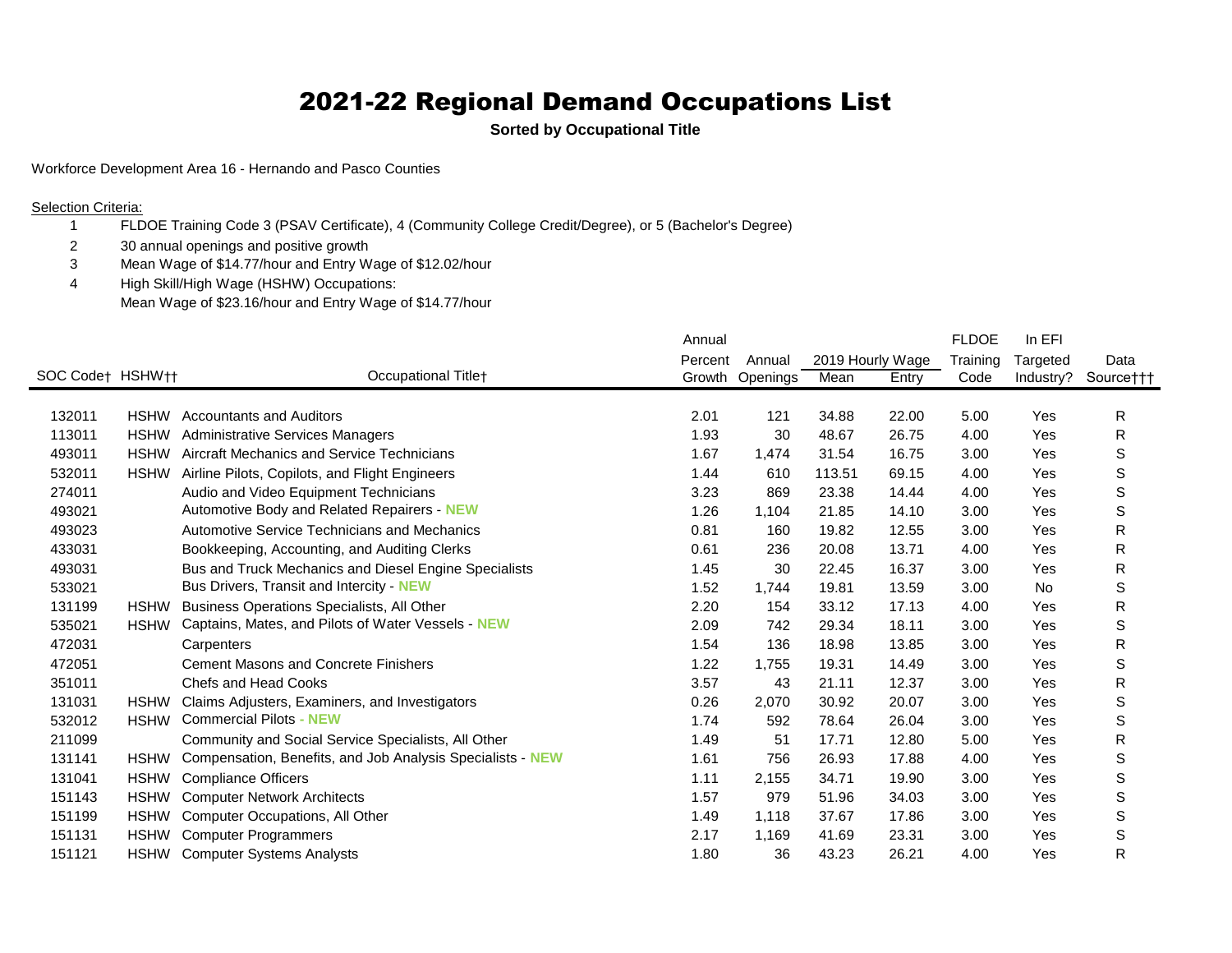# 2021-22 Regional Demand Occupations List

**Sorted by Occupational Title**

Workforce Development Area 16 - Hernando and Pasco Counties

Selection Criteria:

1. FLDOE Training Code 3 (PSAV Certificate), 4 (Community College Credit/Degree), or 5 (Bachelor's Degree)
2. 30 annual openings and positive growth
3. Mean Wage of $14.77/hour and Entry Wage of $12.02/hour
4. High Skill/High Wage (HSHW) Occupations:
   Mean Wage of $23.16/hour and Entry Wage of $14.77/hour

| SOC Code† | HSHW†† | Occupational Title† | Annual Percent Growth | Annual Openings | 2019 Hourly Wage Mean | 2019 Hourly Wage Entry | FLDOE Training Code | In EFI Targeted Industry? | Data Source††† |
|---|---|---|---|---|---|---|---|---|---|
| 132011 | HSHW | Accountants and Auditors | 2.01 | 121 | 34.88 | 22.00 | 5.00 | Yes | R |
| 113011 | HSHW | Administrative Services Managers | 1.93 | 30 | 48.67 | 26.75 | 4.00 | Yes | R |
| 493011 | HSHW | Aircraft Mechanics and Service Technicians | 1.67 | 1,474 | 31.54 | 16.75 | 3.00 | Yes | S |
| 532011 | HSHW | Airline Pilots, Copilots, and Flight Engineers | 1.44 | 610 | 113.51 | 69.15 | 4.00 | Yes | S |
| 274011 | | Audio and Video Equipment Technicians | 3.23 | 869 | 23.38 | 14.44 | 4.00 | Yes | S |
| 493021 | | Automotive Body and Related Repairers - NEW | 1.26 | 1,104 | 21.85 | 14.10 | 3.00 | Yes | S |
| 493023 | | Automotive Service Technicians and Mechanics | 0.81 | 160 | 19.82 | 12.55 | 3.00 | Yes | R |
| 433031 | | Bookkeeping, Accounting, and Auditing Clerks | 0.61 | 236 | 20.08 | 13.71 | 4.00 | Yes | R |
| 493031 | | Bus and Truck Mechanics and Diesel Engine Specialists | 1.45 | 30 | 22.45 | 16.37 | 3.00 | Yes | R |
| 533021 | | Bus Drivers, Transit and Intercity - NEW | 1.52 | 1,744 | 19.81 | 13.59 | 3.00 | No | S |
| 131199 | HSHW | Business Operations Specialists, All Other | 2.20 | 154 | 33.12 | 17.13 | 4.00 | Yes | R |
| 535021 | HSHW | Captains, Mates, and Pilots of Water Vessels - NEW | 2.09 | 742 | 29.34 | 18.11 | 3.00 | Yes | S |
| 472031 | | Carpenters | 1.54 | 136 | 18.98 | 13.85 | 3.00 | Yes | R |
| 472051 | | Cement Masons and Concrete Finishers | 1.22 | 1,755 | 19.31 | 14.49 | 3.00 | Yes | S |
| 351011 | | Chefs and Head Cooks | 3.57 | 43 | 21.11 | 12.37 | 3.00 | Yes | R |
| 131031 | HSHW | Claims Adjusters, Examiners, and Investigators | 0.26 | 2,070 | 30.92 | 20.07 | 3.00 | Yes | S |
| 532012 | HSHW | Commercial Pilots - NEW | 1.74 | 592 | 78.64 | 26.04 | 3.00 | Yes | S |
| 211099 | | Community and Social Service Specialists, All Other | 1.49 | 51 | 17.71 | 12.80 | 5.00 | Yes | R |
| 131141 | HSHW | Compensation, Benefits, and Job Analysis Specialists - NEW | 1.61 | 756 | 26.93 | 17.88 | 4.00 | Yes | S |
| 131041 | HSHW | Compliance Officers | 1.11 | 2,155 | 34.71 | 19.90 | 3.00 | Yes | S |
| 151143 | HSHW | Computer Network Architects | 1.57 | 979 | 51.96 | 34.03 | 3.00 | Yes | S |
| 151199 | HSHW | Computer Occupations, All Other | 1.49 | 1,118 | 37.67 | 17.86 | 3.00 | Yes | S |
| 151131 | HSHW | Computer Programmers | 2.17 | 1,169 | 41.69 | 23.31 | 3.00 | Yes | S |
| 151121 | HSHW | Computer Systems Analysts | 1.80 | 36 | 43.23 | 26.21 | 4.00 | Yes | R |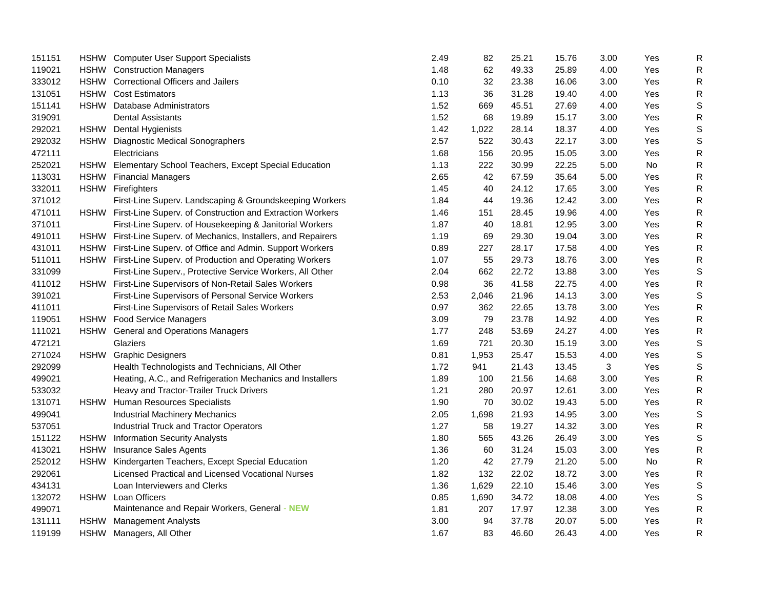| | | | | | | | | | |
|---|---|---|---|---|---|---|---|---|---|
| 151151 | HSHW | Computer User Support Specialists | 2.49 | 82 | 25.21 | 15.76 | 3.00 | Yes | R |
| 119021 | HSHW | Construction Managers | 1.48 | 62 | 49.33 | 25.89 | 4.00 | Yes | R |
| 333012 | HSHW | Correctional Officers and Jailers | 0.10 | 32 | 23.38 | 16.06 | 3.00 | Yes | R |
| 131051 | HSHW | Cost Estimators | 1.13 | 36 | 31.28 | 19.40 | 4.00 | Yes | R |
| 151141 | HSHW | Database Administrators | 1.52 | 669 | 45.51 | 27.69 | 4.00 | Yes | S |
| 319091 | | Dental Assistants | 1.52 | 68 | 19.89 | 15.17 | 3.00 | Yes | R |
| 292021 | HSHW | Dental Hygienists | 1.42 | 1,022 | 28.14 | 18.37 | 4.00 | Yes | S |
| 292032 | HSHW | Diagnostic Medical Sonographers | 2.57 | 522 | 30.43 | 22.17 | 3.00 | Yes | S |
| 472111 | | Electricians | 1.68 | 156 | 20.95 | 15.05 | 3.00 | Yes | R |
| 252021 | HSHW | Elementary School Teachers, Except Special Education | 1.13 | 222 | 30.99 | 22.25 | 5.00 | No | R |
| 113031 | HSHW | Financial Managers | 2.65 | 42 | 67.59 | 35.64 | 5.00 | Yes | R |
| 332011 | HSHW | Firefighters | 1.45 | 40 | 24.12 | 17.65 | 3.00 | Yes | R |
| 371012 | | First-Line Superv. Landscaping & Groundskeeping Workers | 1.84 | 44 | 19.36 | 12.42 | 3.00 | Yes | R |
| 471011 | HSHW | First-Line Superv. of Construction and Extraction Workers | 1.46 | 151 | 28.45 | 19.96 | 4.00 | Yes | R |
| 371011 | | First-Line Superv. of Housekeeping & Janitorial Workers | 1.87 | 40 | 18.81 | 12.95 | 3.00 | Yes | R |
| 491011 | HSHW | First-Line Superv. of Mechanics, Installers, and Repairers | 1.19 | 69 | 29.30 | 19.04 | 3.00 | Yes | R |
| 431011 | HSHW | First-Line Superv. of Office and Admin. Support Workers | 0.89 | 227 | 28.17 | 17.58 | 4.00 | Yes | R |
| 511011 | HSHW | First-Line Superv. of Production and Operating Workers | 1.07 | 55 | 29.73 | 18.76 | 3.00 | Yes | R |
| 331099 | | First-Line Superv., Protective Service Workers, All Other | 2.04 | 662 | 22.72 | 13.88 | 3.00 | Yes | S |
| 411012 | HSHW | First-Line Supervisors of Non-Retail Sales Workers | 0.98 | 36 | 41.58 | 22.75 | 4.00 | Yes | R |
| 391021 | | First-Line Supervisors of Personal Service Workers | 2.53 | 2,046 | 21.96 | 14.13 | 3.00 | Yes | S |
| 411011 | | First-Line Supervisors of Retail Sales Workers | 0.97 | 362 | 22.65 | 13.78 | 3.00 | Yes | R |
| 119051 | HSHW | Food Service Managers | 3.09 | 79 | 23.78 | 14.92 | 4.00 | Yes | R |
| 111021 | HSHW | General and Operations Managers | 1.77 | 248 | 53.69 | 24.27 | 4.00 | Yes | R |
| 472121 | | Glaziers | 1.69 | 721 | 20.30 | 15.19 | 3.00 | Yes | S |
| 271024 | HSHW | Graphic Designers | 0.81 | 1,953 | 25.47 | 15.53 | 4.00 | Yes | S |
| 292099 | | Health Technologists and Technicians, All Other | 1.72 | 941 | 21.43 | 13.45 | 3 | Yes | S |
| 499021 | | Heating, A.C., and Refrigeration Mechanics and Installers | 1.89 | 100 | 21.56 | 14.68 | 3.00 | Yes | R |
| 533032 | | Heavy and Tractor-Trailer Truck Drivers | 1.21 | 280 | 20.97 | 12.61 | 3.00 | Yes | R |
| 131071 | HSHW | Human Resources Specialists | 1.90 | 70 | 30.02 | 19.43 | 5.00 | Yes | R |
| 499041 | | Industrial Machinery Mechanics | 2.05 | 1,698 | 21.93 | 14.95 | 3.00 | Yes | S |
| 537051 | | Industrial Truck and Tractor Operators | 1.27 | 58 | 19.27 | 14.32 | 3.00 | Yes | R |
| 151122 | HSHW | Information Security Analysts | 1.80 | 565 | 43.26 | 26.49 | 3.00 | Yes | S |
| 413021 | HSHW | Insurance Sales Agents | 1.36 | 60 | 31.24 | 15.03 | 3.00 | Yes | R |
| 252012 | HSHW | Kindergarten Teachers, Except Special Education | 1.20 | 42 | 27.79 | 21.20 | 5.00 | No | R |
| 292061 | | Licensed Practical and Licensed Vocational Nurses | 1.82 | 132 | 22.02 | 18.72 | 3.00 | Yes | R |
| 434131 | | Loan Interviewers and Clerks | 1.36 | 1,629 | 22.10 | 15.46 | 3.00 | Yes | S |
| 132072 | HSHW | Loan Officers | 0.85 | 1,690 | 34.72 | 18.08 | 4.00 | Yes | S |
| 499071 | | Maintenance and Repair Workers, General - **NEW** | 1.81 | 207 | 17.97 | 12.38 | 3.00 | Yes | R |
| 131111 | HSHW | Management Analysts | 3.00 | 94 | 37.78 | 20.07 | 5.00 | Yes | R |
| 119199 | HSHW | Managers, All Other | 1.67 | 83 | 46.60 | 26.43 | 4.00 | Yes | R |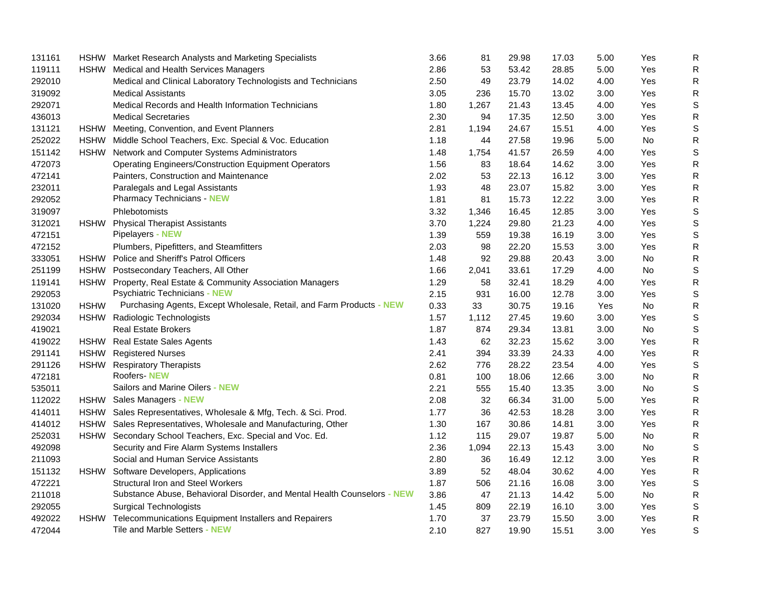| | | | | | | | | | |
|---|---|---|---|---|---|---|---|---|---|
| 131161 | HSHW | Market Research Analysts and Marketing Specialists | 3.66 | 81 | 29.98 | 17.03 | 5.00 | Yes | R |
| 119111 | HSHW | Medical and Health Services Managers | 2.86 | 53 | 53.42 | 28.85 | 5.00 | Yes | R |
| 292010 | | Medical and Clinical Laboratory Technologists and Technicians | 2.50 | 49 | 23.79 | 14.02 | 4.00 | Yes | R |
| 319092 | | Medical Assistants | 3.05 | 236 | 15.70 | 13.02 | 3.00 | Yes | R |
| 292071 | | Medical Records and Health Information Technicians | 1.80 | 1,267 | 21.43 | 13.45 | 4.00 | Yes | S |
| 436013 | | Medical Secretaries | 2.30 | 94 | 17.35 | 12.50 | 3.00 | Yes | R |
| 131121 | HSHW | Meeting, Convention, and Event Planners | 2.81 | 1,194 | 24.67 | 15.51 | 4.00 | Yes | S |
| 252022 | HSHW | Middle School Teachers, Exc. Special & Voc. Education | 1.18 | 44 | 27.58 | 19.96 | 5.00 | No | R |
| 151142 | HSHW | Network and Computer Systems Administrators | 1.48 | 1,754 | 41.57 | 26.59 | 4.00 | Yes | S |
| 472073 | | Operating Engineers/Construction Equipment Operators | 1.56 | 83 | 18.64 | 14.62 | 3.00 | Yes | R |
| 472141 | | Painters, Construction and Maintenance | 2.02 | 53 | 22.13 | 16.12 | 3.00 | Yes | R |
| 232011 | | Paralegals and Legal Assistants | 1.93 | 48 | 23.07 | 15.82 | 3.00 | Yes | R |
| 292052 | | Pharmacy Technicians - NEW | 1.81 | 81 | 15.73 | 12.22 | 3.00 | Yes | R |
| 319097 | | Phlebotomists | 3.32 | 1,346 | 16.45 | 12.85 | 3.00 | Yes | S |
| 312021 | HSHW | Physical Therapist Assistants | 3.70 | 1,224 | 29.80 | 21.23 | 4.00 | Yes | S |
| 472151 | | Pipelayers - NEW | 1.39 | 559 | 19.38 | 16.19 | 3.00 | Yes | S |
| 472152 | | Plumbers, Pipefitters, and Steamfitters | 2.03 | 98 | 22.20 | 15.53 | 3.00 | Yes | R |
| 333051 | HSHW | Police and Sheriff's Patrol Officers | 1.48 | 92 | 29.88 | 20.43 | 3.00 | No | R |
| 251199 | HSHW | Postsecondary Teachers, All Other | 1.66 | 2,041 | 33.61 | 17.29 | 4.00 | No | S |
| 119141 | HSHW | Property, Real Estate & Community Association Managers | 1.29 | 58 | 32.41 | 18.29 | 4.00 | Yes | R |
| 292053 | | Psychiatric Technicians - NEW | 2.15 | 931 | 16.00 | 12.78 | 3.00 | Yes | S |
| 131020 | HSHW | Purchasing Agents, Except Wholesale, Retail, and Farm Products - NEW | 0.33 | 33 | 30.75 | 19.16 | Yes | No | R |
| 292034 | HSHW | Radiologic Technologists | 1.57 | 1,112 | 27.45 | 19.60 | 3.00 | Yes | S |
| 419021 | | Real Estate Brokers | 1.87 | 874 | 29.34 | 13.81 | 3.00 | No | S |
| 419022 | HSHW | Real Estate Sales Agents | 1.43 | 62 | 32.23 | 15.62 | 3.00 | Yes | R |
| 291141 | HSHW | Registered Nurses | 2.41 | 394 | 33.39 | 24.33 | 4.00 | Yes | R |
| 291126 | HSHW | Respiratory Therapists | 2.62 | 776 | 28.22 | 23.54 | 4.00 | Yes | S |
| 472181 | | Roofers- NEW | 0.81 | 100 | 18.06 | 12.66 | 3.00 | No | R |
| 535011 | | Sailors and Marine Oilers - NEW | 2.21 | 555 | 15.40 | 13.35 | 3.00 | No | S |
| 112022 | HSHW | Sales Managers - NEW | 2.08 | 32 | 66.34 | 31.00 | 5.00 | Yes | R |
| 414011 | HSHW | Sales Representatives, Wholesale & Mfg, Tech. & Sci. Prod. | 1.77 | 36 | 42.53 | 18.28 | 3.00 | Yes | R |
| 414012 | HSHW | Sales Representatives, Wholesale and Manufacturing, Other | 1.30 | 167 | 30.86 | 14.81 | 3.00 | Yes | R |
| 252031 | HSHW | Secondary School Teachers, Exc. Special and Voc. Ed. | 1.12 | 115 | 29.07 | 19.87 | 5.00 | No | R |
| 492098 | | Security and Fire Alarm Systems Installers | 2.36 | 1,094 | 22.13 | 15.43 | 3.00 | No | S |
| 211093 | | Social and Human Service Assistants | 2.80 | 36 | 16.49 | 12.12 | 3.00 | Yes | R |
| 151132 | HSHW | Software Developers, Applications | 3.89 | 52 | 48.04 | 30.62 | 4.00 | Yes | R |
| 472221 | | Structural Iron and Steel Workers | 1.87 | 506 | 21.16 | 16.08 | 3.00 | Yes | S |
| 211018 | | Substance Abuse, Behavioral Disorder, and Mental Health Counselors - NEW | 3.86 | 47 | 21.13 | 14.42 | 5.00 | No | R |
| 292055 | | Surgical Technologists | 1.45 | 809 | 22.19 | 16.10 | 3.00 | Yes | S |
| 492022 | HSHW | Telecommunications Equipment Installers and Repairers | 1.70 | 37 | 23.79 | 15.50 | 3.00 | Yes | R |
| 472044 | | Tile and Marble Setters - NEW | 2.10 | 827 | 19.90 | 15.51 | 3.00 | Yes | S |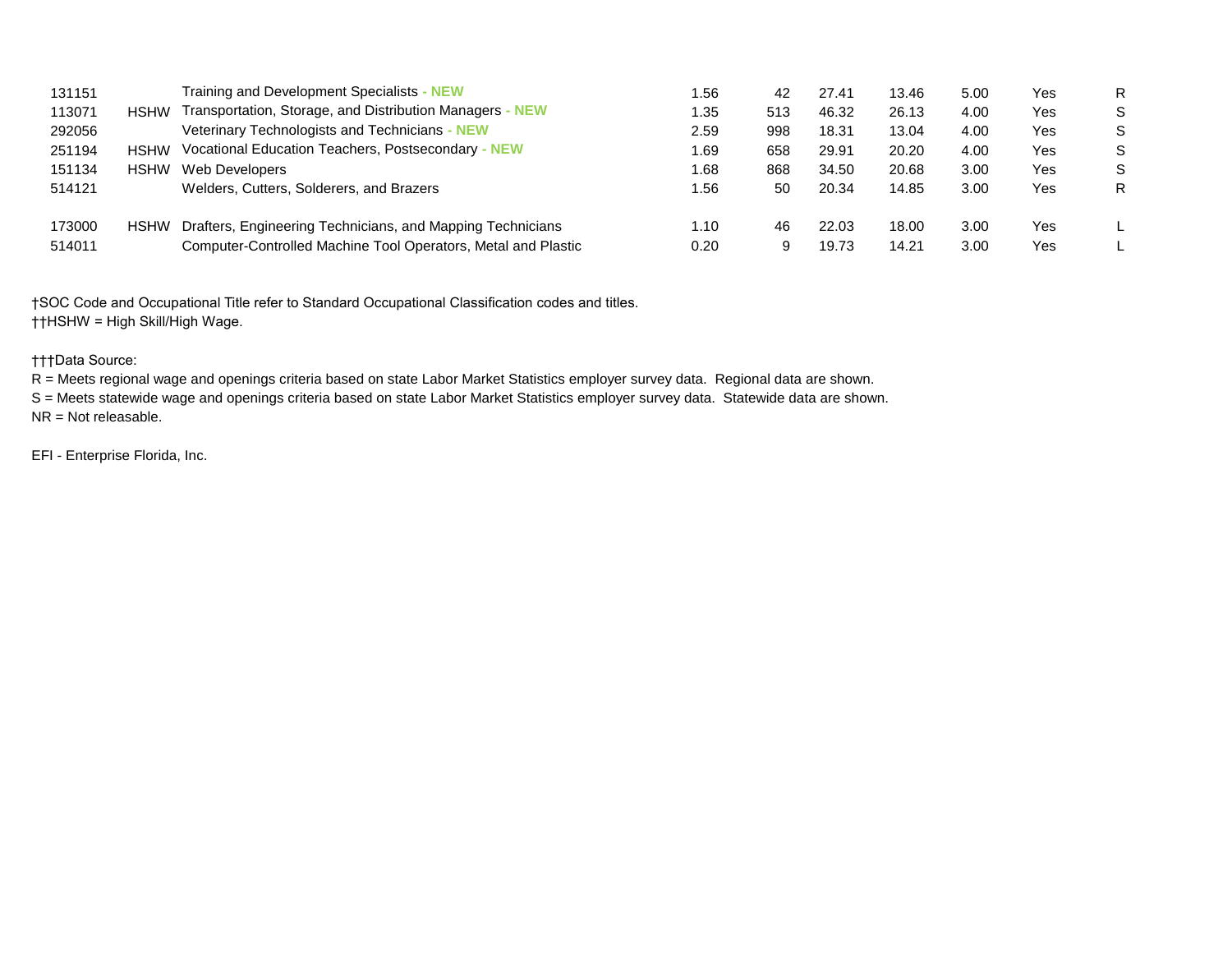| | | | | | | | | | |
|---|---|---|---|---|---|---|---|---|---|
| 131151 | | Training and Development Specialists - NEW | 1.56 | 42 | 27.41 | 13.46 | 5.00 | Yes | R |
| 113071 | HSHW | Transportation, Storage, and Distribution Managers - NEW | 1.35 | 513 | 46.32 | 26.13 | 4.00 | Yes | S |
| 292056 | | Veterinary Technologists and Technicians - NEW | 2.59 | 998 | 18.31 | 13.04 | 4.00 | Yes | S |
| 251194 | HSHW | Vocational Education Teachers, Postsecondary - NEW | 1.69 | 658 | 29.91 | 20.20 | 4.00 | Yes | S |
| 151134 | HSHW | Web Developers | 1.68 | 868 | 34.50 | 20.68 | 3.00 | Yes | S |
| 514121 | | Welders, Cutters, Solderers, and Brazers | 1.56 | 50 | 20.34 | 14.85 | 3.00 | Yes | R |
| 173000 | HSHW | Drafters, Engineering Technicians, and Mapping Technicians | 1.10 | 46 | 22.03 | 18.00 | 3.00 | Yes | L |
| 514011 | | Computer-Controlled Machine Tool Operators, Metal and Plastic | 0.20 | 9 | 19.73 | 14.21 | 3.00 | Yes | L |

†SOC Code and Occupational Title refer to Standard Occupational Classification codes and titles.
††HSHW = High Skill/High Wage.

†††Data Source:
R = Meets regional wage and openings criteria based on state Labor Market Statistics employer survey data. Regional data are shown.
S = Meets statewide wage and openings criteria based on state Labor Market Statistics employer survey data. Statewide data are shown.
NR = Not releasable.

EFI - Enterprise Florida, Inc.